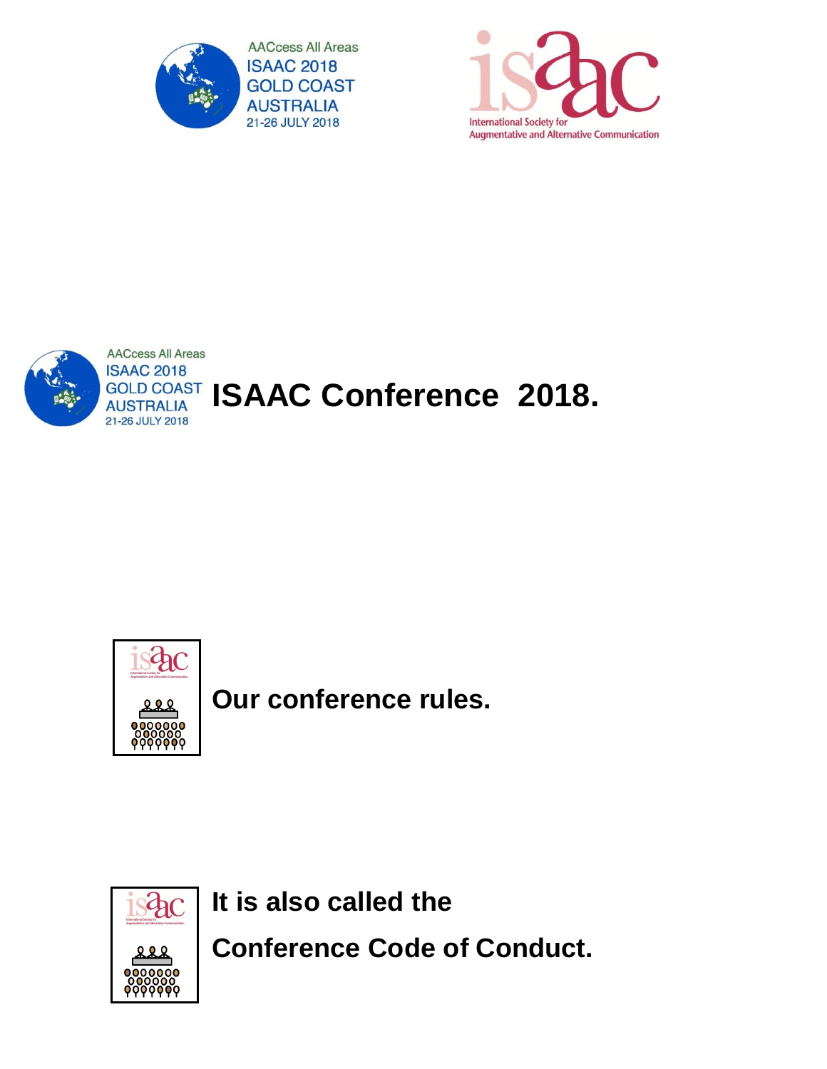AACcess All Areas
ISAAC 2018
GOLD COAST
AUSTRALIA
21-26 JULY 2018

International Society for Augmentative and Alternative Communication

# ISAAC Conference 2018.

**Our conference rules.**

**It is also called the**

**Conference Code of Conduct.**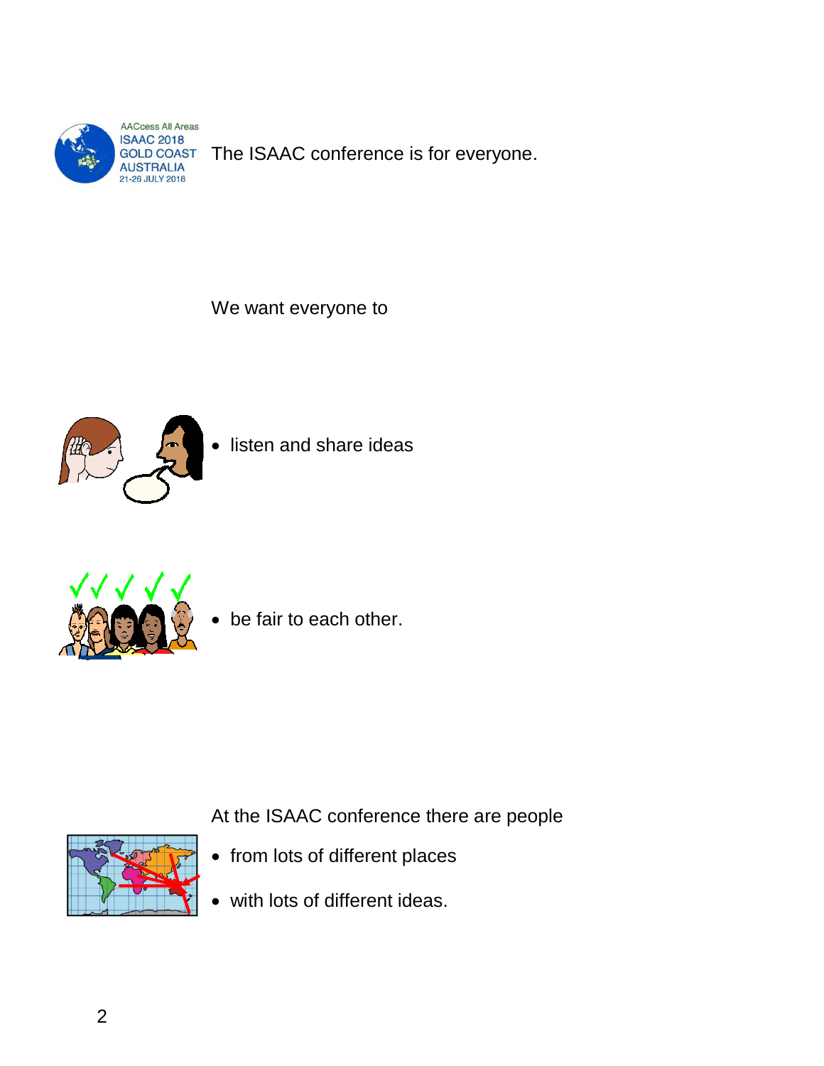The ISAAC conference is for everyone.

We want everyone to

- listen and share ideas
- be fair to each other.

At the ISAAC conference there are people

- from lots of different places
- with lots of different ideas.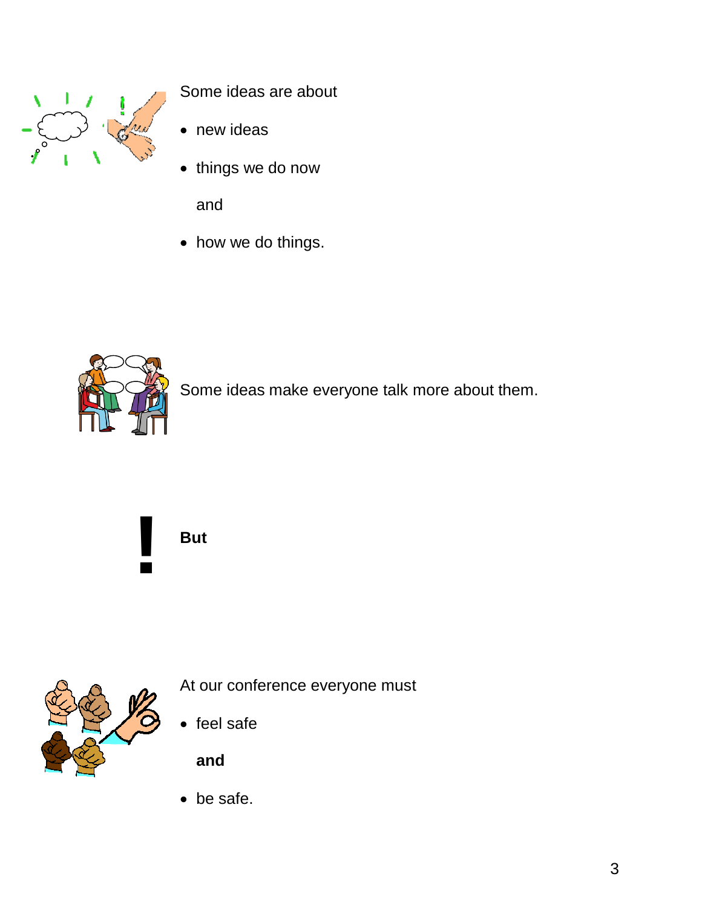Some ideas are about

- new ideas
- things we do now

  and

- how we do things.

Some ideas make everyone talk more about them.

**But**

At our conference everyone must

- feel safe

  **and**

- be safe.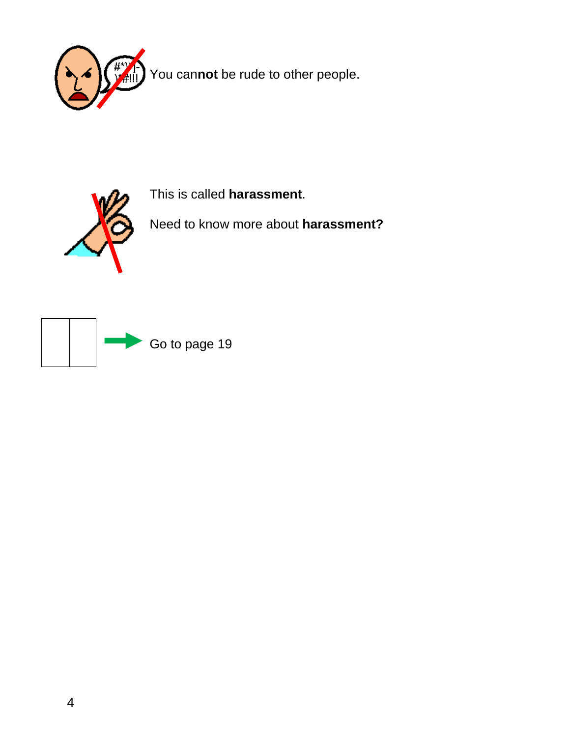You can**not** be rude to other people.

This is called **harassment**.

Need to know more about **harassment?**

Go to page 19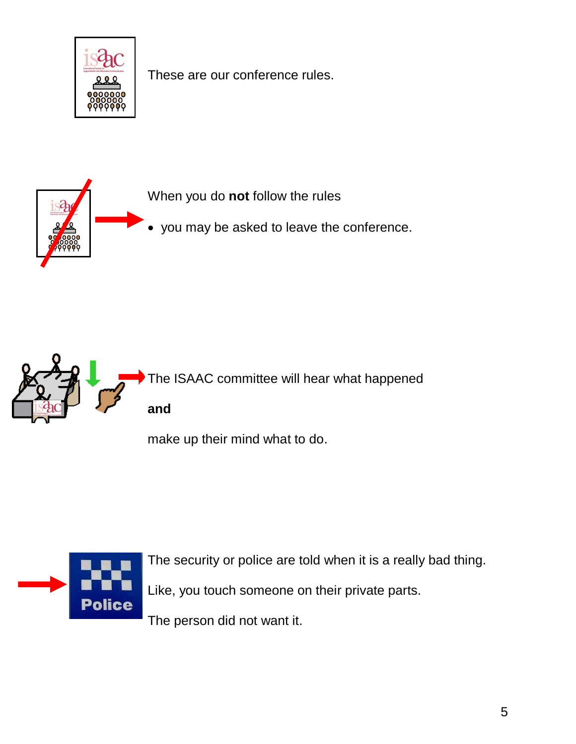These are our conference rules.

When you do **not** follow the rules

- you may be asked to leave the conference.

The ISAAC committee will hear what happened

**and**

make up their mind what to do.

The security or police are told when it is a really bad thing.

Like, you touch someone on their private parts.

The person did not want it.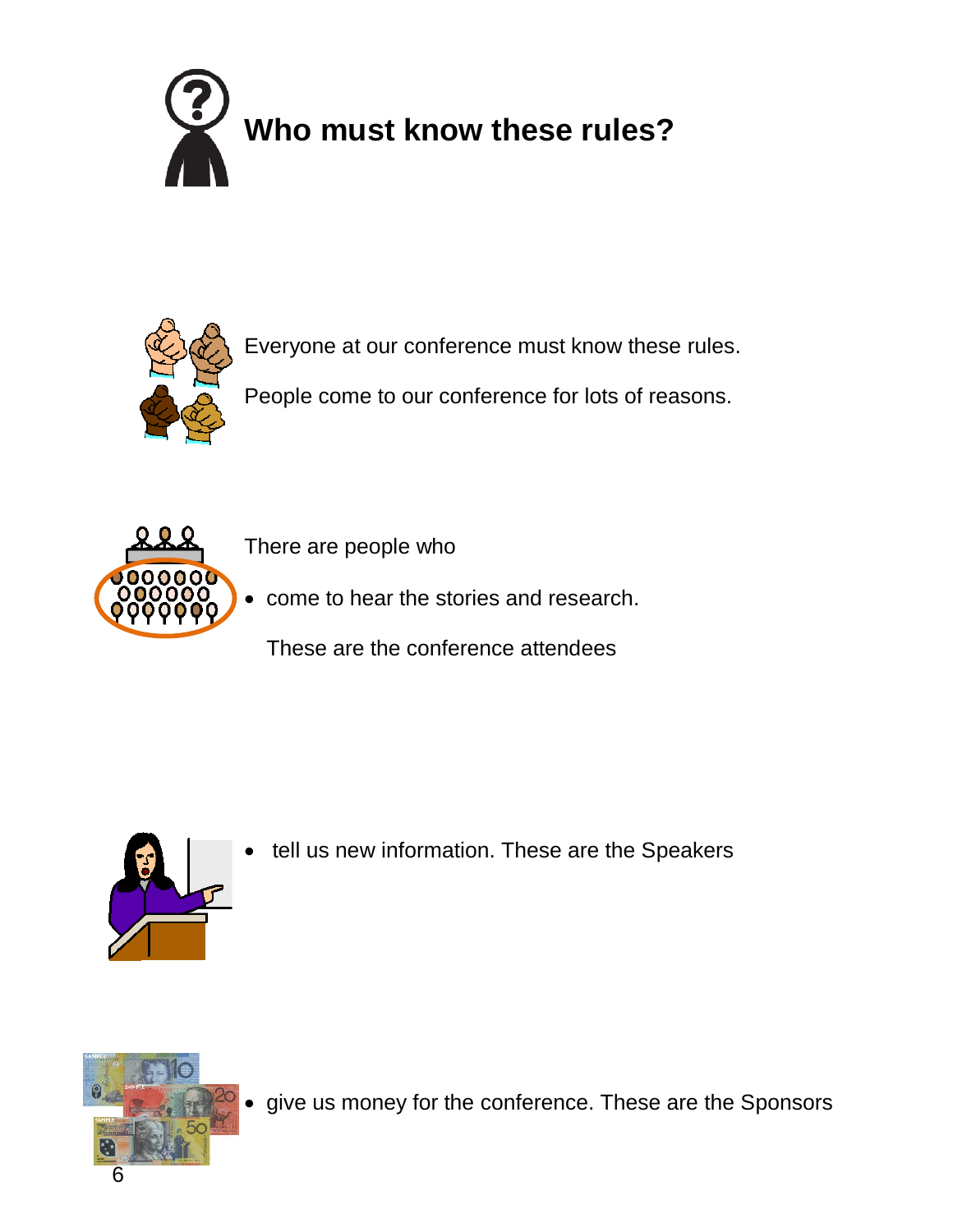# Who must know these rules?

Everyone at our conference must know these rules.

People come to our conference for lots of reasons.

There are people who

- come to hear the stories and research.

  These are the conference attendees

- tell us new information. These are the Speakers

- give us money for the conference. These are the Sponsors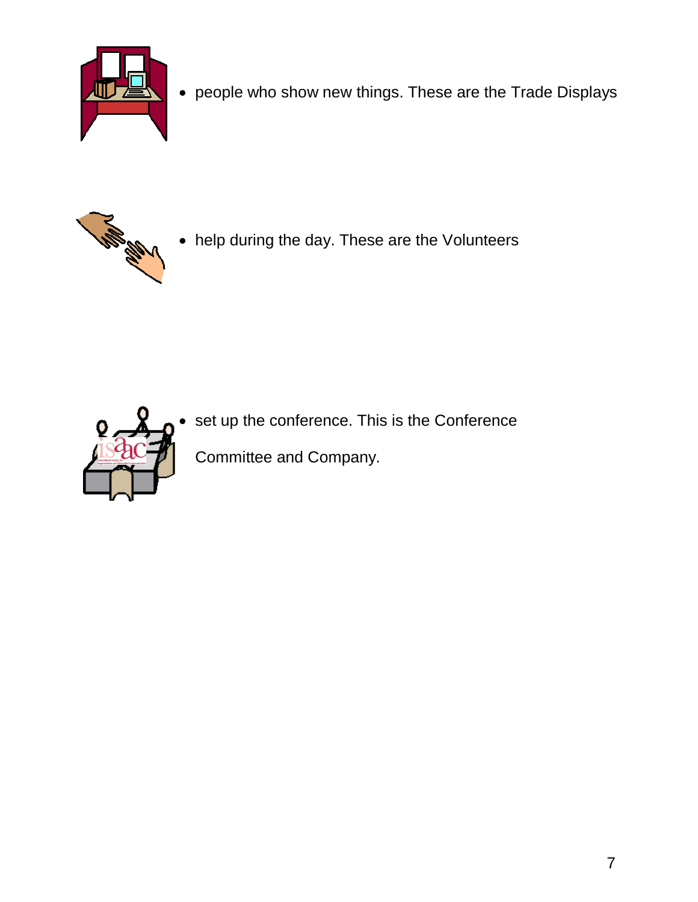- people who show new things. These are the Trade Displays

- help during the day. These are the Volunteers

- set up the conference. This is the Conference Committee and Company.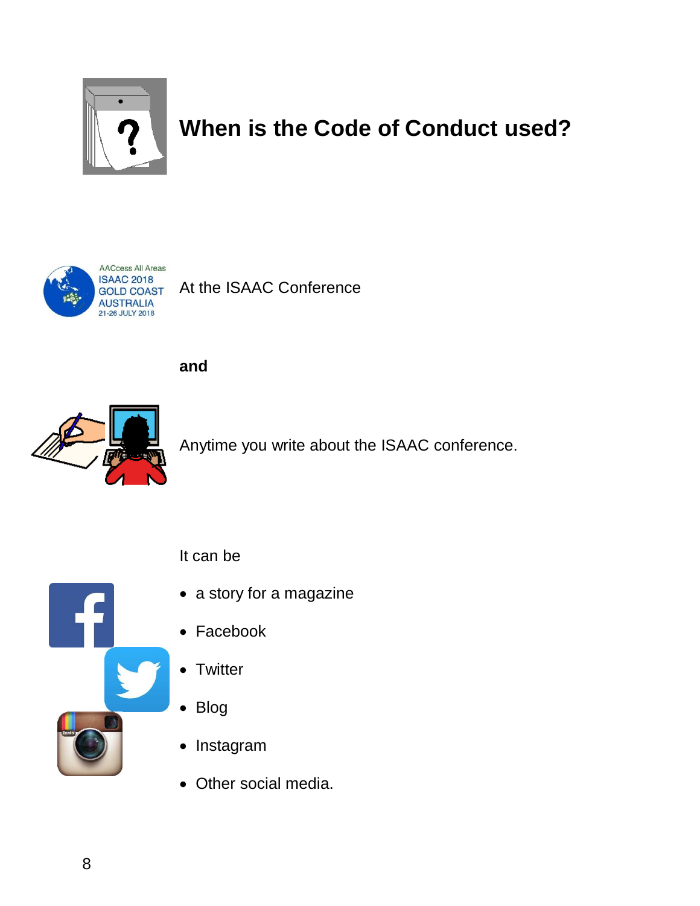# When is the Code of Conduct used?

At the ISAAC Conference

**and**

Anytime you write about the ISAAC conference.

It can be

- a story for a magazine
- Facebook
- Twitter
- Blog
- Instagram
- Other social media.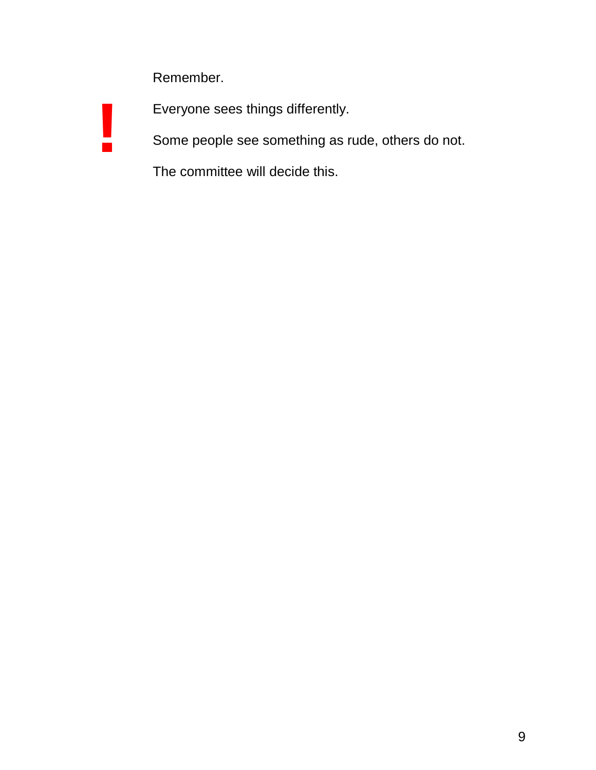Remember.

!

Everyone sees things differently.

Some people see something as rude, others do not.

The committee will decide this.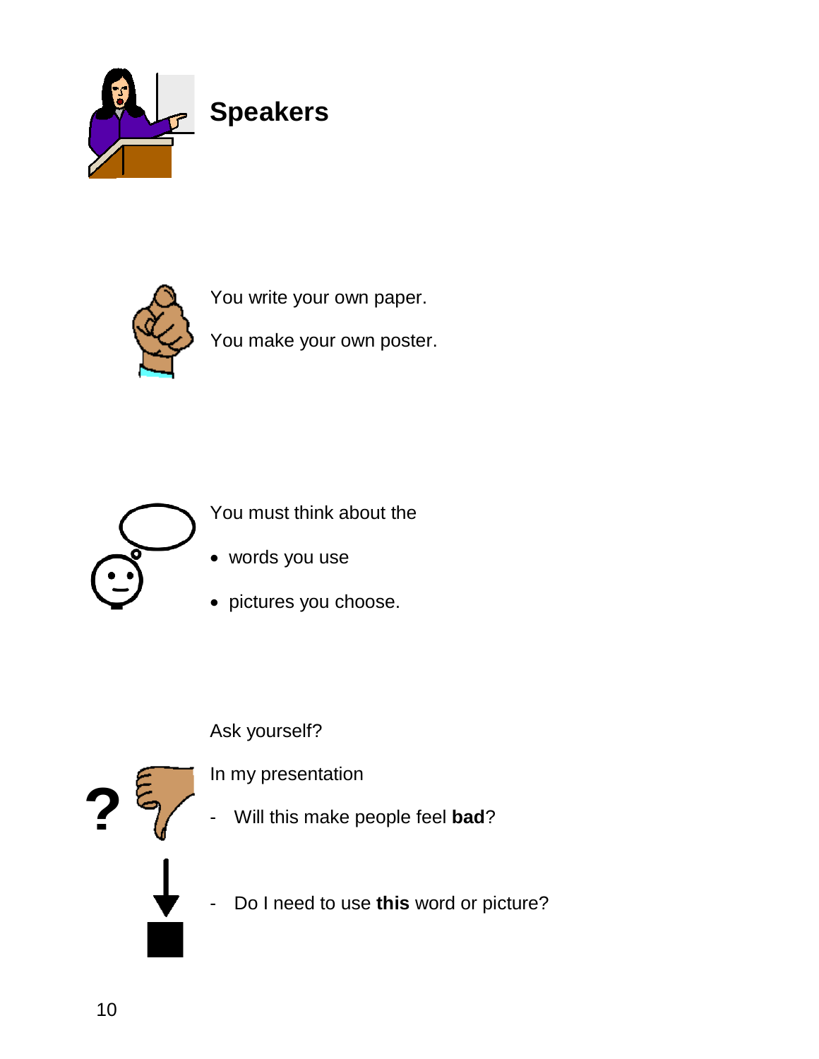# Speakers

You write your own paper.

You make your own poster.

You must think about the

- words you use
- pictures you choose.

Ask yourself?

In my presentation

- Will this make people feel **bad**?

- Do I need to use **this** word or picture?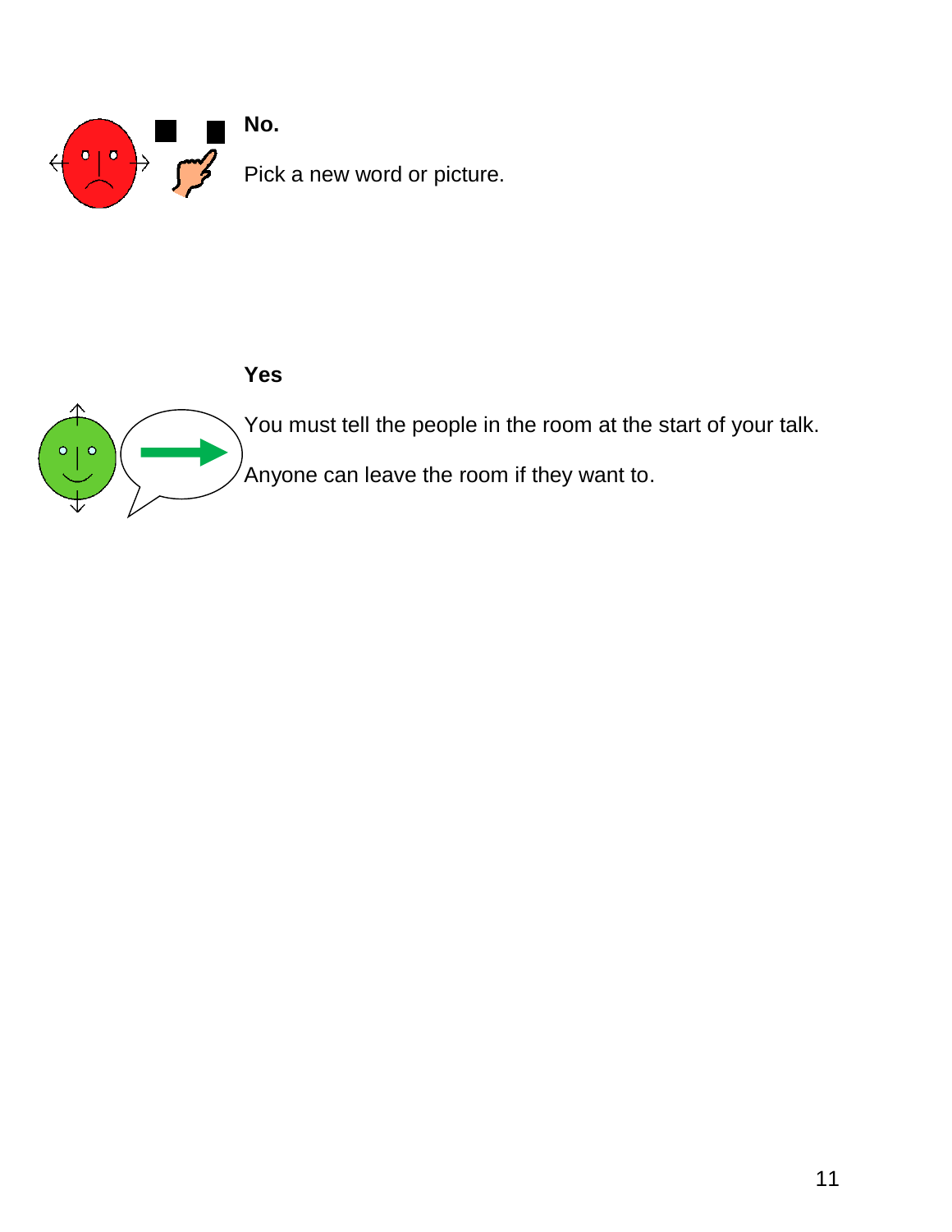**No.**

Pick a new word or picture.

**Yes**

You must tell the people in the room at the start of your talk.

Anyone can leave the room if they want to.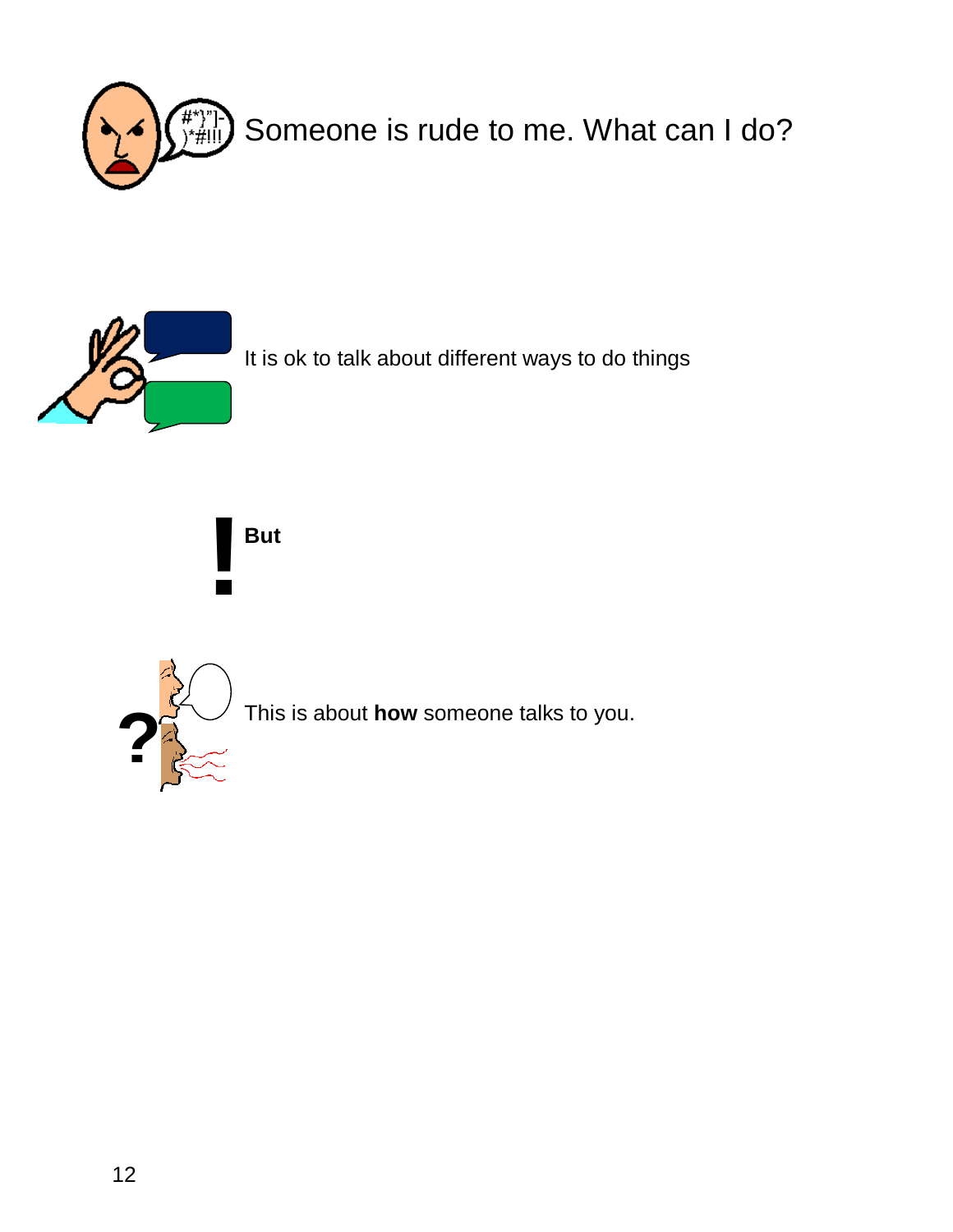# Someone is rude to me. What can I do?

It is ok to talk about different ways to do things

**But**

This is about **how** someone talks to you.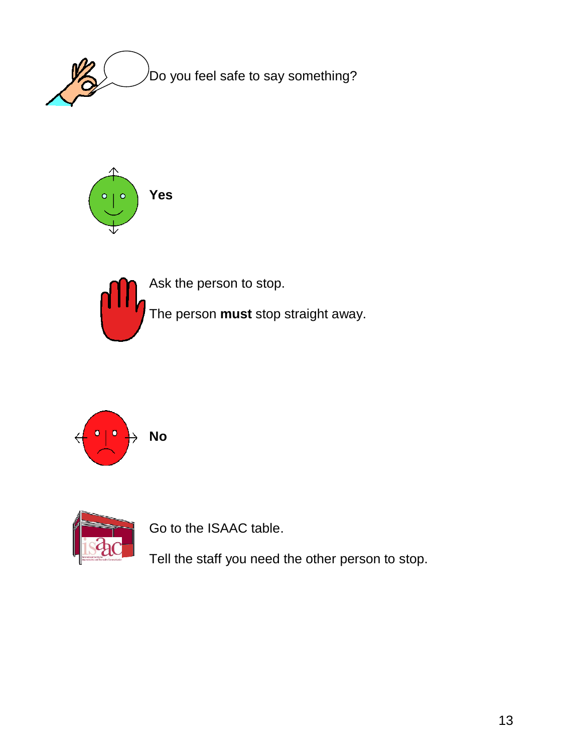Do you feel safe to say something?

**Yes**

Ask the person to stop.

The person **must** stop straight away.

**No**

Go to the ISAAC table.

Tell the staff you need the other person to stop.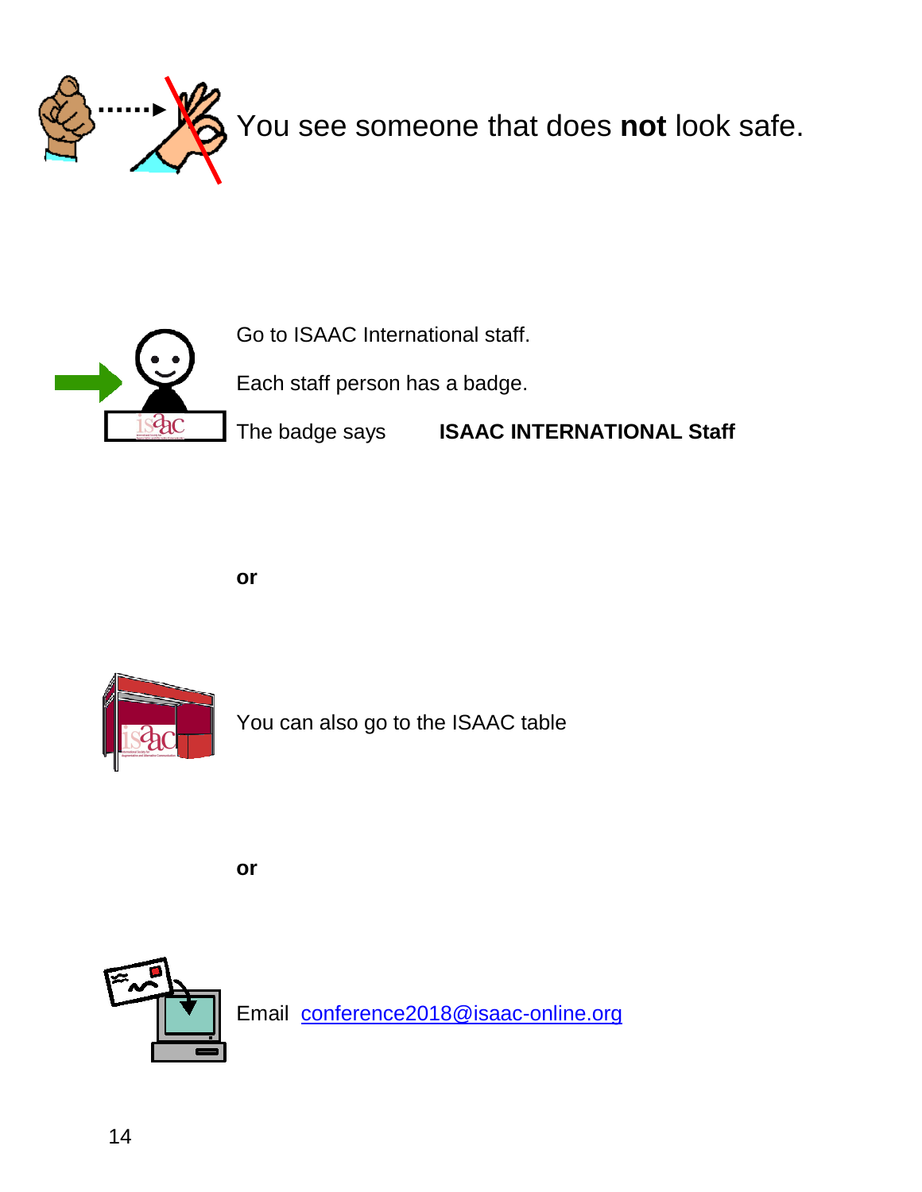You see someone that does **not** look safe.

Go to ISAAC International staff.

Each staff person has a badge.

The badge says **ISAAC INTERNATIONAL Staff**

**or**

You can also go to the ISAAC table

**or**

Email [conference2018@isaac-online.org](mailto:conference2018@isaac-online.org)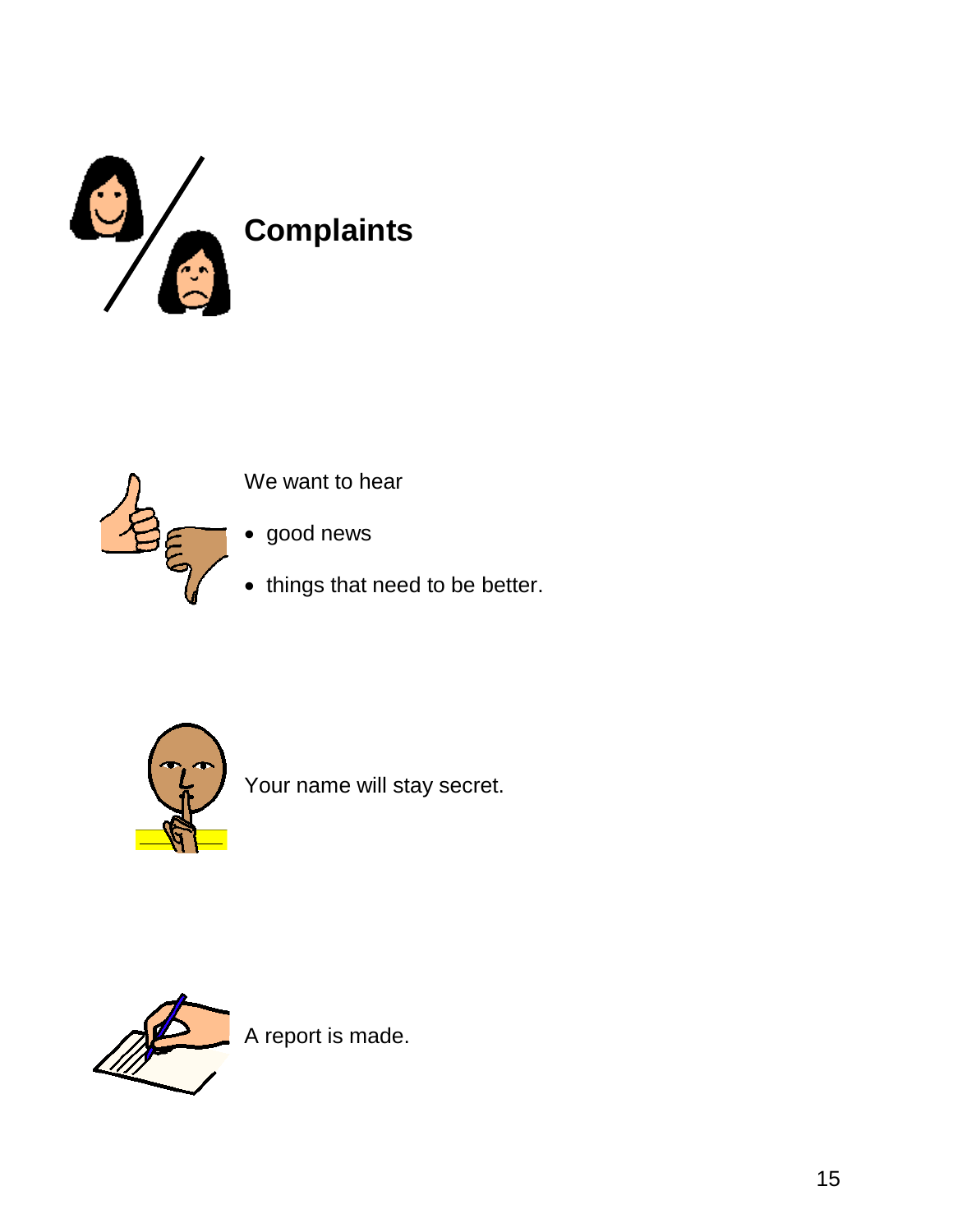# Complaints

We want to hear

- good news
- things that need to be better.

Your name will stay secret.

A report is made.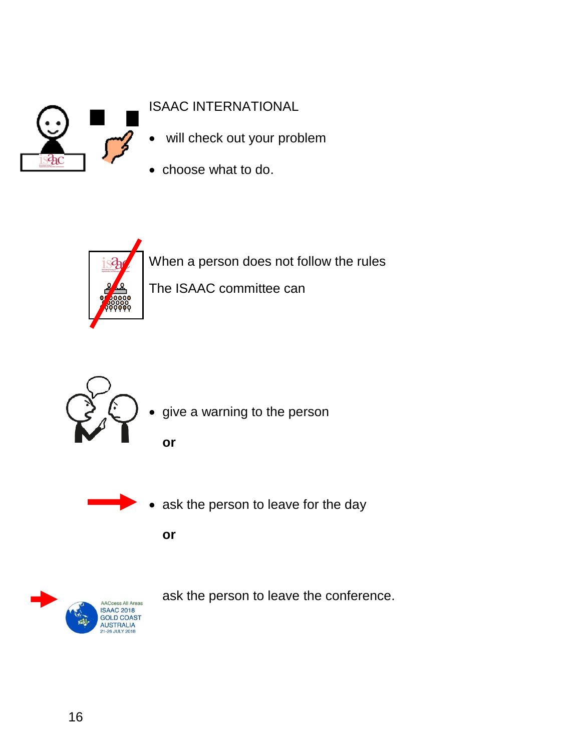ISAAC INTERNATIONAL

- will check out your problem
- choose what to do.

When a person does not follow the rules

The ISAAC committee can

- give a warning to the person

**or**

- ask the person to leave for the day

**or**

ask the person to leave the conference.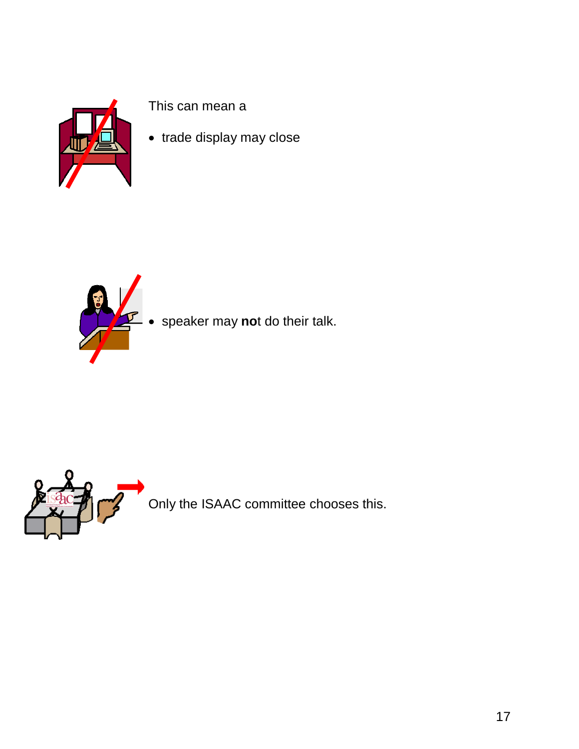This can mean a

- trade display may close

- speaker may **no**t do their talk.

Only the ISAAC committee chooses this.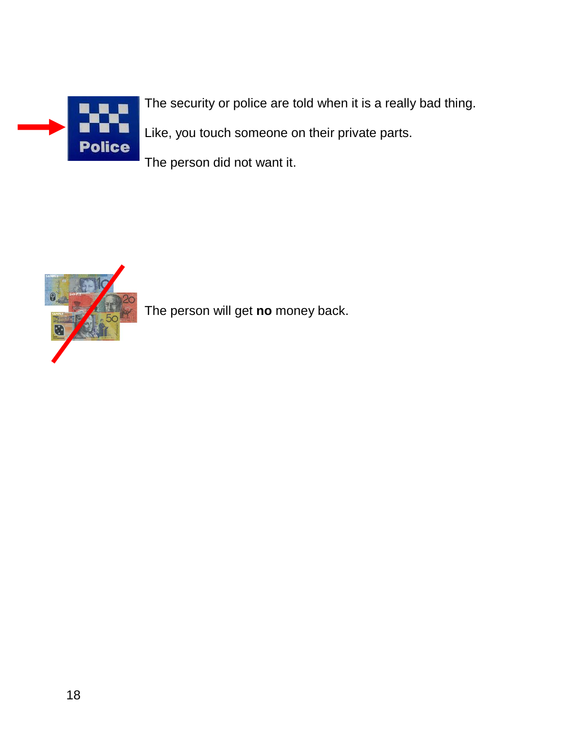The security or police are told when it is a really bad thing.

Like, you touch someone on their private parts.

The person did not want it.

The person will get **no** money back.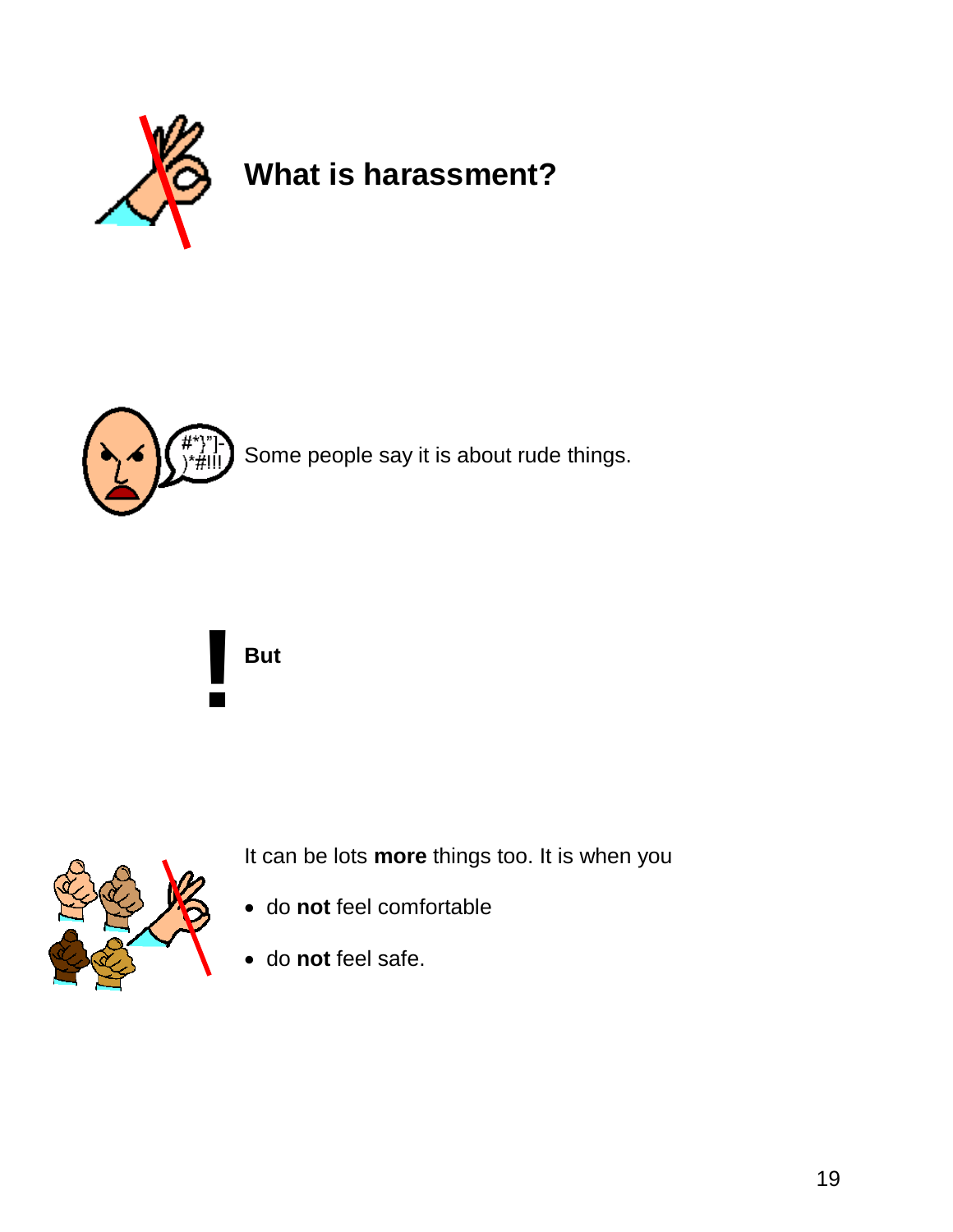# What is harassment?

Some people say it is about rude things.

**But**

It can be lots **more** things too. It is when you

- do **not** feel comfortable
- do **not** feel safe.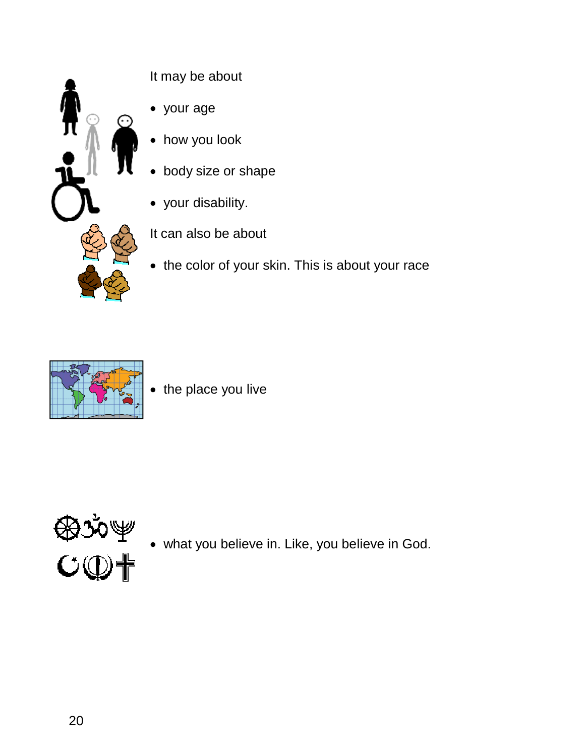It may be about

- your age
- how you look
- body size or shape
- your disability.

It can also be about

- the color of your skin. This is about your race
- the place you live
- what you believe in. Like, you believe in God.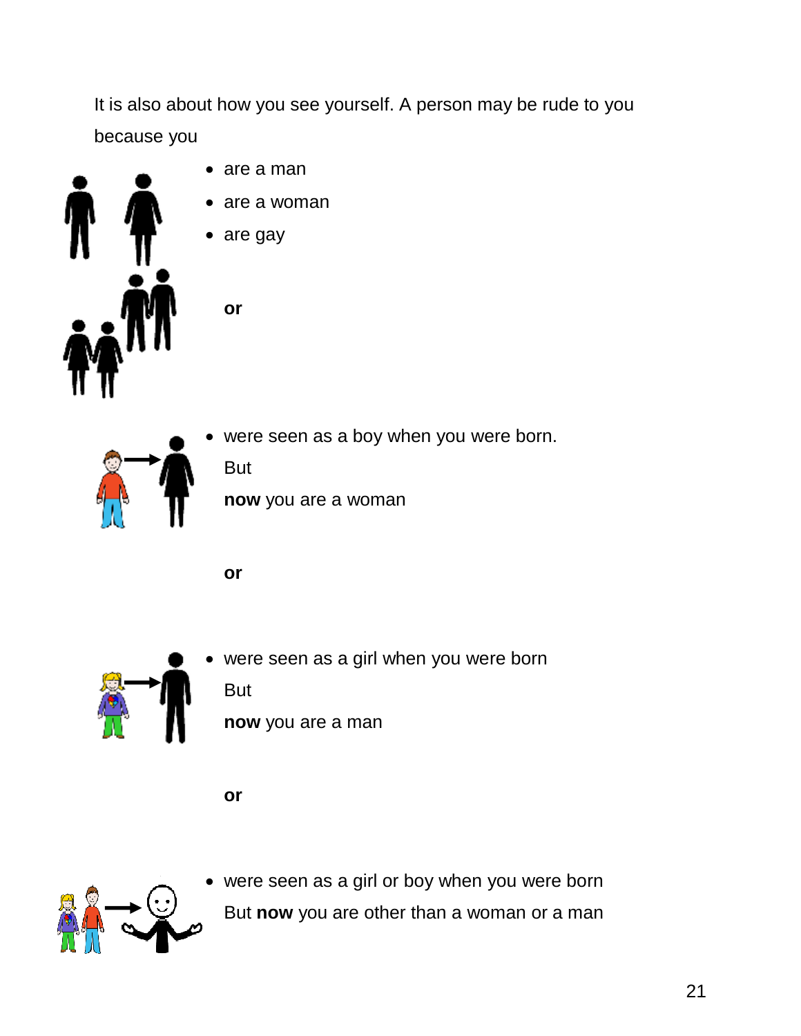It is also about how you see yourself. A person may be rude to you because you

- are a man
- are a woman
- are gay

**or**

- were seen as a boy when you were born.

  But

  **now** you are a woman

**or**

- were seen as a girl when you were born

  But

  **now** you are a man

**or**

- were seen as a girl or boy when you were born

  But **now** you are other than a woman or a man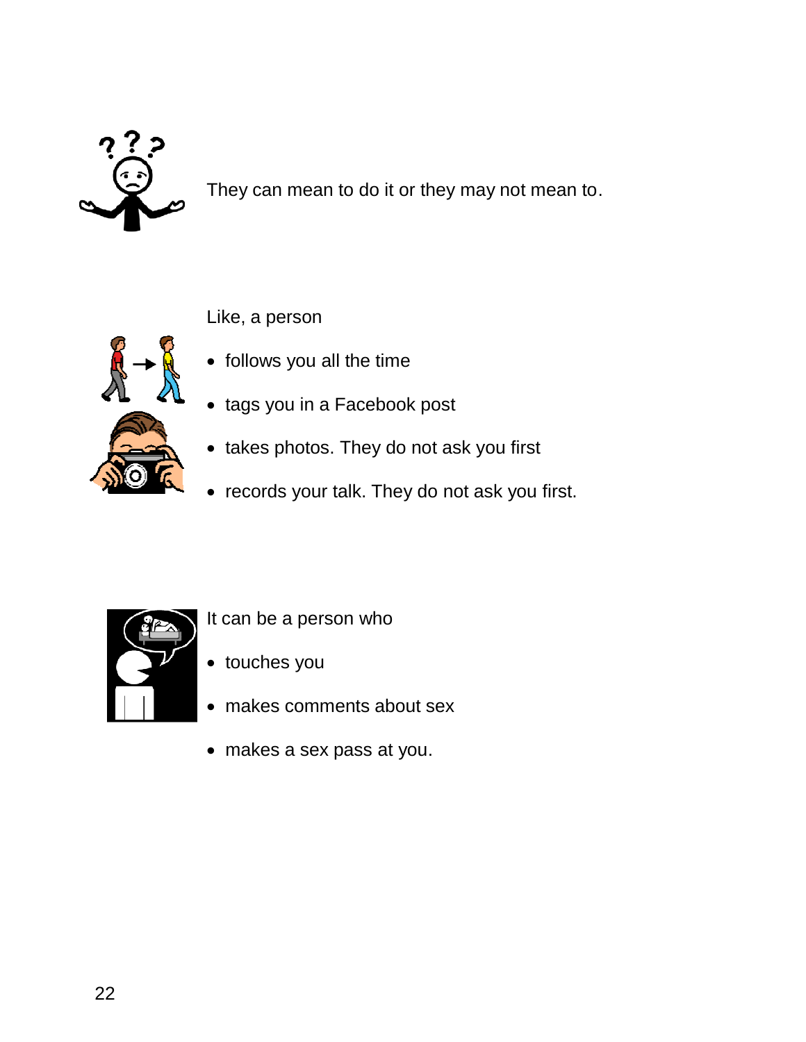They can mean to do it or they may not mean to.

Like, a person

- follows you all the time
- tags you in a Facebook post
- takes photos. They do not ask you first
- records your talk. They do not ask you first.

It can be a person who

- touches you
- makes comments about sex
- makes a sex pass at you.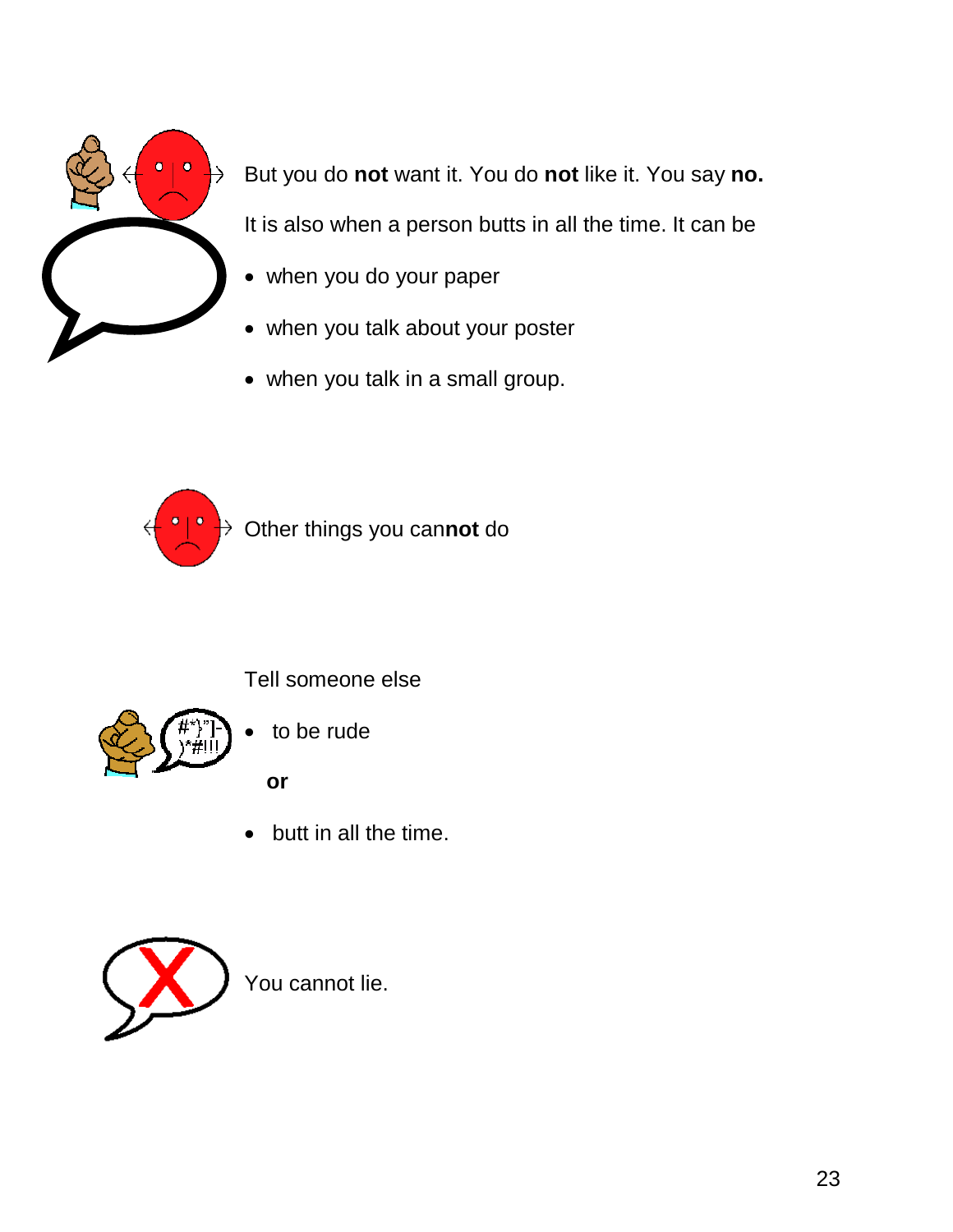But you do **not** want it. You do **not** like it. You say **no.**

It is also when a person butts in all the time. It can be

- when you do your paper
- when you talk about your poster
- when you talk in a small group.

Other things you can**not** do

Tell someone else

- to be rude

  **or**

- butt in all the time.

You cannot lie.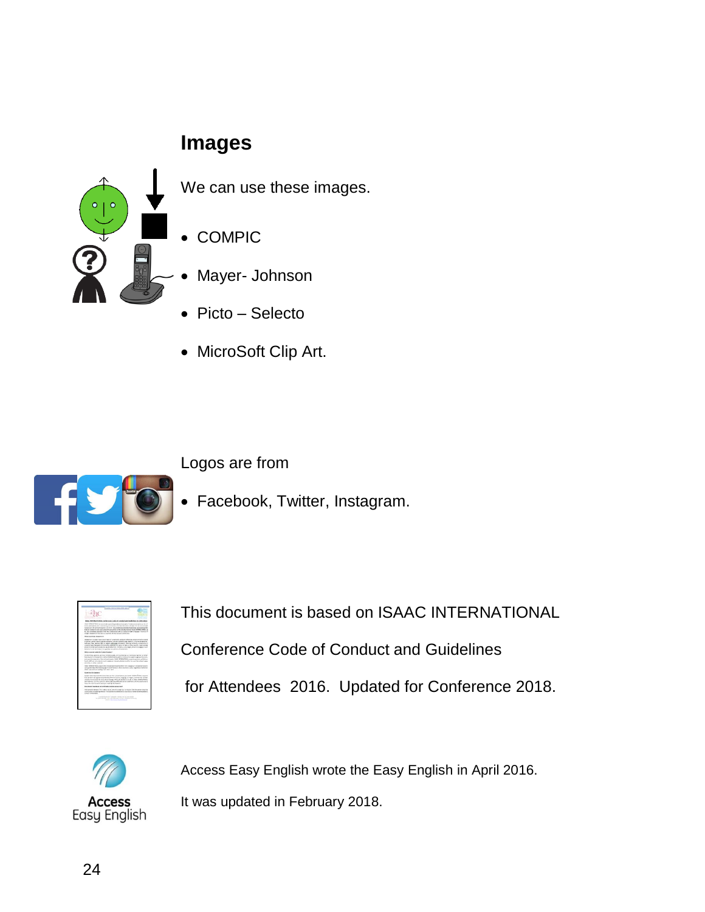## Images

We can use these images.

- COMPIC
- Mayer- Johnson
- Picto – Selecto
- MicroSoft Clip Art.

Logos are from

- Facebook, Twitter, Instagram.

This document is based on ISAAC INTERNATIONAL Conference Code of Conduct and Guidelines for Attendees 2016. Updated for Conference 2018.

Access Easy English wrote the Easy English in April 2016.

It was updated in February 2018.